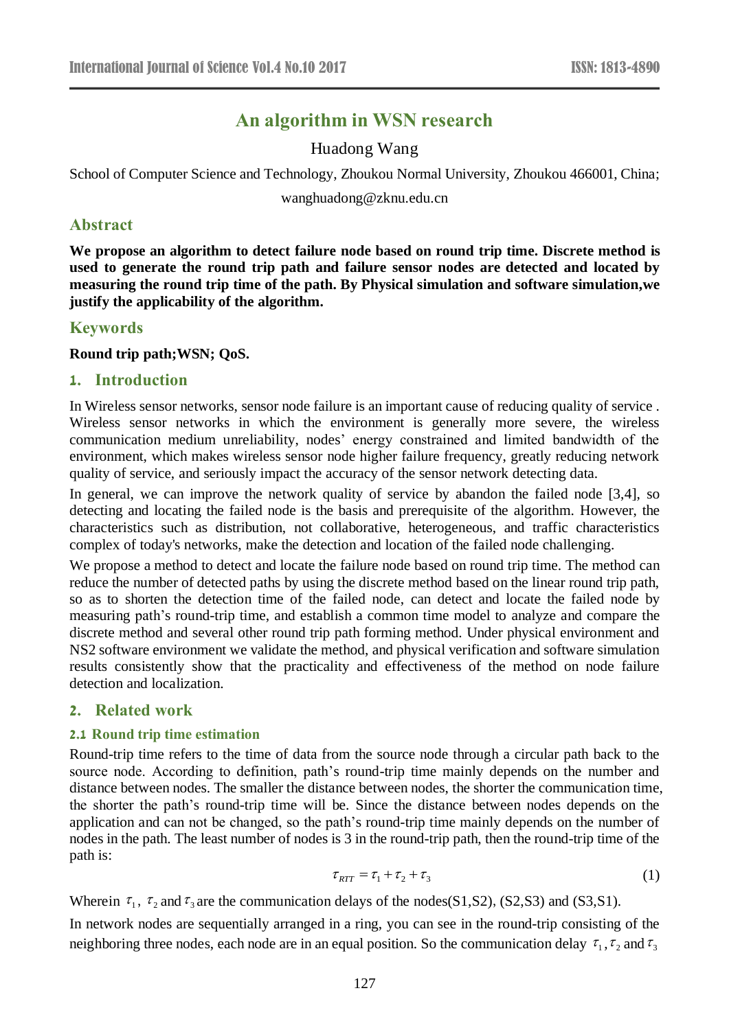# An algorithm in WSN research

Huadong Wang

School of Computer Science and Technology, Zhoukou Normal University, Zhoukou 466001, China;

wanghuadong@zknu.edu.cn

## Abstract

**We propose an algorithm to detect failure node based on round trip time. Discrete method is used to generate the round trip path and failure sensor nodes are detected and located by measuring the round trip time of the path. By Physical simulation and software simulation,we justify the applicability of the algorithm.**

## Keywords

**Round trip path;WSN; QoS.**

## 1. Introduction

In Wireless sensor networks, sensor node failure is an important cause of reducing quality of service . Wireless sensor networks in which the environment is generally more severe, the wireless communication medium unreliability, nodes' energy constrained and limited bandwidth of the environment, which makes wireless sensor node higher failure frequency, greatly reducing network quality of service, and seriously impact the accuracy of the sensor network detecting data.

In general, we can improve the network quality of service by abandon the failed node [3,4], so detecting and locating the failed node is the basis and prerequisite of the algorithm. However, the characteristics such as distribution, not collaborative, heterogeneous, and traffic characteristics complex of today's networks, make the detection and location of the failed node challenging.

We propose a method to detect and locate the failure node based on round trip time. The method can reduce the number of detected paths by using the discrete method based on the linear round trip path, so as to shorten the detection time of the failed node, can detect and locate the failed node by measuring path's round-trip time, and establish a common time model to analyze and compare the discrete method and several other round trip path forming method. Under physical environment and NS2 software environment we validate the method, and physical verification and software simulation results consistently show that the practicality and effectiveness of the method on node failure detection and localization.

## 2. Related work

### 2.1 Round trip time estimation

Round-trip time refers to the time of data from the source node through a circular path back to the source node. According to definition, path's round-trip time mainly depends on the number and distance between nodes. The smaller the distance between nodes, the shorter the communication time, the shorter the path's round-trip time will be. Since the distance between nodes depends on the application and can not be changed, so the path's round-trip time mainly depends on the number of nodes in the path. The least number of nodes is 3 in the round-trip path, then the round-trip time of the path is:

$$\tau_{RTT} = \tau_1 + \tau_2 + \tau_3 \tag{1}$$

Wherein $\tau_1$, $\tau_2$ and $\tau_3$ are the communication delays of the nodes(S1,S2), (S2,S3) and (S3,S1).

In network nodes are sequentially arranged in a ring, you can see in the round-trip consisting of the neighboring three nodes, each node are in an equal position. So the communication delay $\tau_1, \tau_2$ and $\tau_3$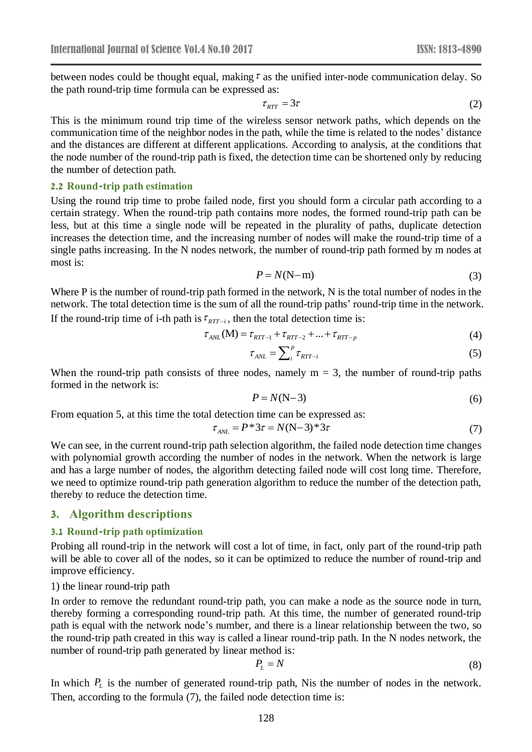between nodes could be thought equal, making $\tau$ as the unified inter-node communication delay. So the path round-trip time formula can be expressed as:

$$\tau_{RTT} = 3\tau \tag{2}$$

This is the minimum round trip time of the wireless sensor network paths, which depends on the communication time of the neighbor nodes in the path, while the time is related to the nodes' distance and the distances are different at different applications. According to analysis, at the conditions that the node number of the round-trip path is fixed, the detection time can be shortened only by reducing the number of detection path.

### 2.2 Round-trip path estimation

Using the round trip time to probe failed node, first you should form a circular path according to a certain strategy. When the round-trip path contains more nodes, the formed round-trip path can be less, but at this time a single node will be repeated in the plurality of paths, duplicate detection increases the detection time, and the increasing number of nodes will make the round-trip time of a single paths increasing. In the N nodes network, the number of round-trip path formed by m nodes at most is:

$$P = N(\mathrm{N-m}) \tag{3}$$

Where P is the number of round-trip path formed in the network, N is the total number of nodes in the network. The total detection time is the sum of all the round-trip paths' round-trip time in the network. If the round-trip time of i-th path is $\tau_{RTT-i}$, then the total detection time is:

$$\tau_{ANL}(\mathrm{M}) = \tau_{RTT-1} + \tau_{RTT-2} + \ldots + \tau_{RTT-p} \tag{4}$$

$$\tau_{ANL} = \sum_{i}^{p} \tau_{RTT-i} \tag{5}$$

When the round-trip path consists of three nodes, namely m = 3, the number of round-trip paths formed in the network is:

$$P = N(\mathrm{N-3}) \tag{6}$$

From equation 5, at this time the total detection time can be expressed as:

$$\tau_{ANL} = P*3\tau = N(\mathrm{N-3})*3\tau \tag{7}$$

We can see, in the current round-trip path selection algorithm, the failed node detection time changes with polynomial growth according the number of nodes in the network. When the network is large and has a large number of nodes, the algorithm detecting failed node will cost long time. Therefore, we need to optimize round-trip path generation algorithm to reduce the number of the detection path, thereby to reduce the detection time.

## 3. Algorithm descriptions

### 3.1 Round-trip path optimization

Probing all round-trip in the network will cost a lot of time, in fact, only part of the round-trip path will be able to cover all of the nodes, so it can be optimized to reduce the number of round-trip and improve efficiency.

1) the linear round-trip path

In order to remove the redundant round-trip path, you can make a node as the source node in turn, thereby forming a corresponding round-trip path. At this time, the number of generated round-trip path is equal with the network node's number, and there is a linear relationship between the two, so the round-trip path created in this way is called a linear round-trip path. In the N nodes network, the number of round-trip path generated by linear method is:

$$P_L = N \tag{8}$$

In which $P_L$ is the number of generated round-trip path, Nis the number of nodes in the network. Then, according to the formula (7), the failed node detection time is: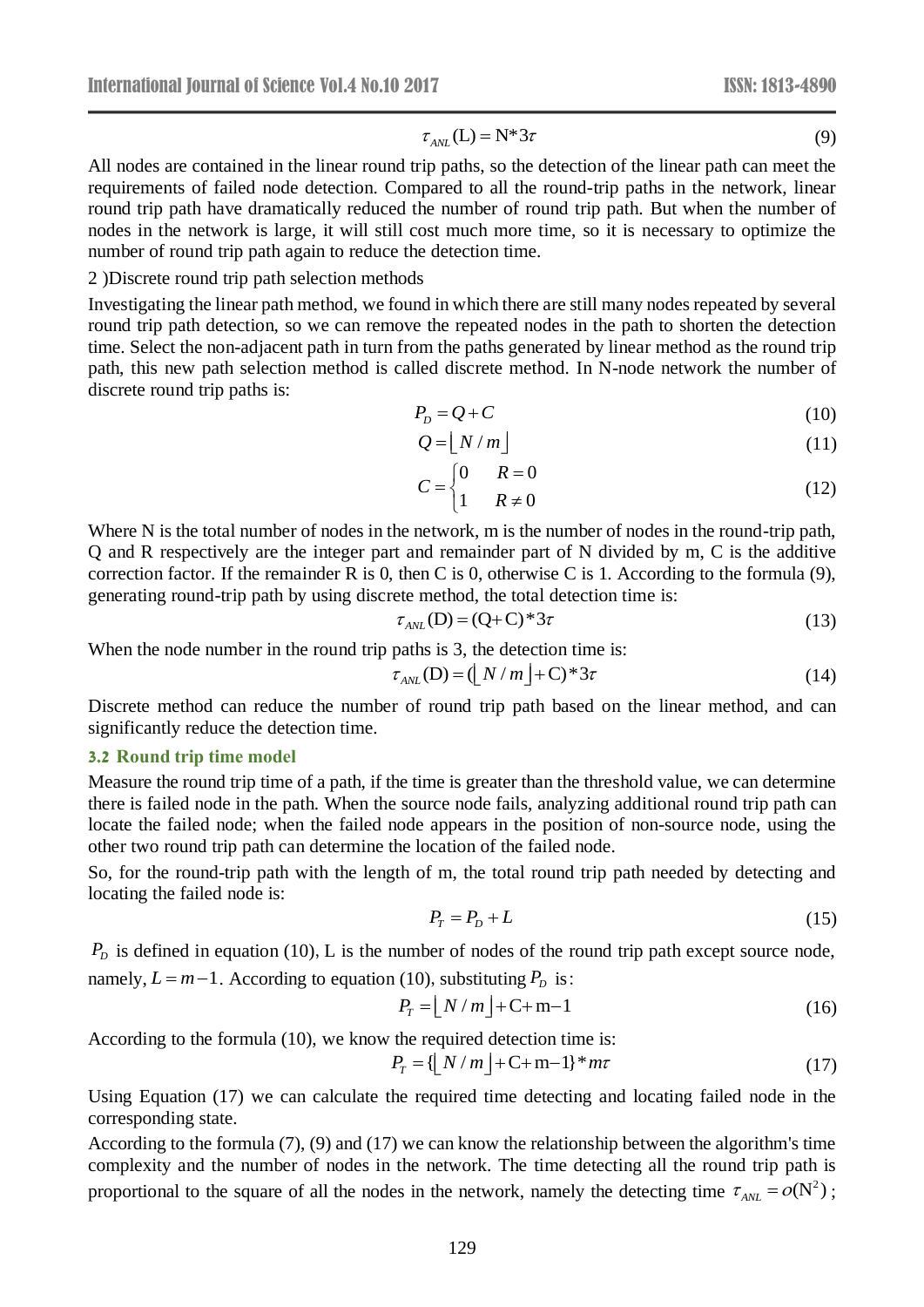$$\tau_{ANL}(\mathrm{L}) = \mathrm{N}*3\tau \tag{9}$$

All nodes are contained in the linear round trip paths, so the detection of the linear path can meet the requirements of failed node detection. Compared to all the round-trip paths in the network, linear round trip path have dramatically reduced the number of round trip path. But when the number of nodes in the network is large, it will still cost much more time, so it is necessary to optimize the number of round trip path again to reduce the detection time.

2 )Discrete round trip path selection methods

Investigating the linear path method, we found in which there are still many nodes repeated by several round trip path detection, so we can remove the repeated nodes in the path to shorten the detection time. Select the non-adjacent path in turn from the paths generated by linear method as the round trip path, this new path selection method is called discrete method. In N-node network the number of discrete round trip paths is:

$$P_D = Q + C \tag{10}$$

$$Q = \lfloor N / m \rfloor \tag{11}$$

$$C = \begin{cases} 0 & R = 0 \\ 1 & R \neq 0 \end{cases} \tag{12}$$

Where N is the total number of nodes in the network, m is the number of nodes in the round-trip path, Q and R respectively are the integer part and remainder part of N divided by m, C is the additive correction factor. If the remainder R is 0, then C is 0, otherwise C is 1. According to the formula (9), generating round-trip path by using discrete method, the total detection time is:

$$\tau_{ANL}(\mathrm{D}) = (\mathrm{Q}+\mathrm{C})*3\tau \tag{13}$$

When the node number in the round trip paths is 3, the detection time is:

$$\tau_{ANL}(\mathrm{D}) = (\lfloor N / m \rfloor + \mathrm{C})*3\tau \tag{14}$$

Discrete method can reduce the number of round trip path based on the linear method, and can significantly reduce the detection time.

### 3.2 Round trip time model

Measure the round trip time of a path, if the time is greater than the threshold value, we can determine there is failed node in the path. When the source node fails, analyzing additional round trip path can locate the failed node; when the failed node appears in the position of non-source node, using the other two round trip path can determine the location of the failed node.

So, for the round-trip path with the length of m, the total round trip path needed by detecting and locating the failed node is:

$$P_T = P_D + L \tag{15}$$

$P_D$ is defined in equation (10), L is the number of nodes of the round trip path except source node, namely, $L = m - 1$. According to equation (10), substituting $P_D$ is:

$$P_T = \lfloor N / m \rfloor + \mathrm{C} + \mathrm{m} - 1 \tag{16}$$

According to the formula (10), we know the required detection time is:

$$P_T = \{\lfloor N / m \rfloor + \mathrm{C} + \mathrm{m} - 1\} * m\tau \tag{17}$$

Using Equation (17) we can calculate the required time detecting and locating failed node in the corresponding state.

According to the formula (7), (9) and (17) we can know the relationship between the algorithm's time complexity and the number of nodes in the network. The time detecting all the round trip path is proportional to the square of all the nodes in the network, namely the detecting time $\tau_{ANL} = o(\mathrm{N}^2)$;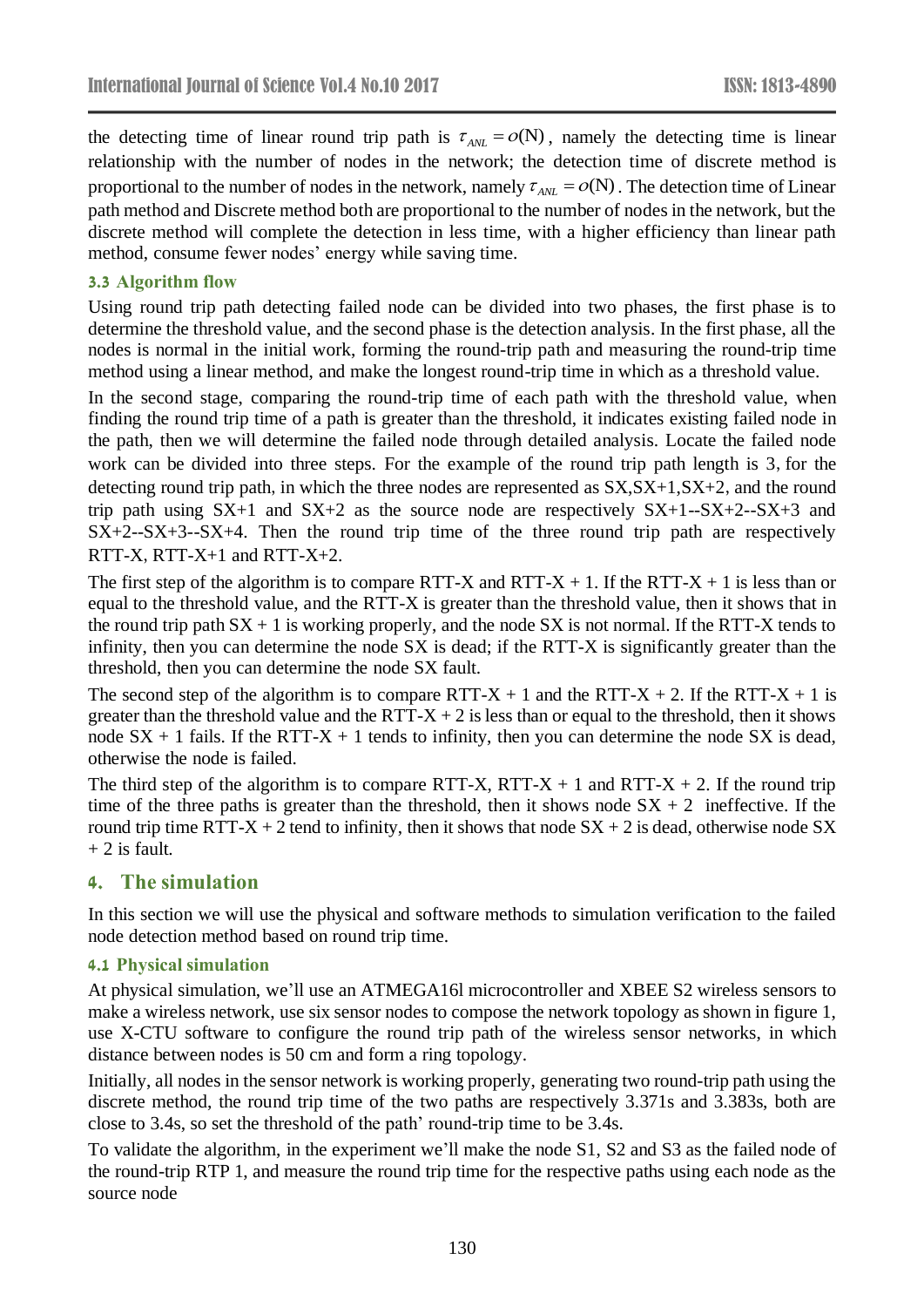the detecting time of linear round trip path is $\tau_{ANL} = o(\mathrm{N})$, namely the detecting time is linear relationship with the number of nodes in the network; the detection time of discrete method is proportional to the number of nodes in the network, namely $\tau_{ANL} = o(\mathrm{N})$. The detection time of Linear path method and Discrete method both are proportional to the number of nodes in the network, but the discrete method will complete the detection in less time, with a higher efficiency than linear path method, consume fewer nodes' energy while saving time.

### 3.3 Algorithm flow

Using round trip path detecting failed node can be divided into two phases, the first phase is to determine the threshold value, and the second phase is the detection analysis. In the first phase, all the nodes is normal in the initial work, forming the round-trip path and measuring the round-trip time method using a linear method, and make the longest round-trip time in which as a threshold value.

In the second stage, comparing the round-trip time of each path with the threshold value, when finding the round trip time of a path is greater than the threshold, it indicates existing failed node in the path, then we will determine the failed node through detailed analysis. Locate the failed node work can be divided into three steps. For the example of the round trip path length is 3, for the detecting round trip path, in which the three nodes are represented as SX,SX+1,SX+2, and the round trip path using SX+1 and SX+2 as the source node are respectively SX+1--SX+2--SX+3 and SX+2--SX+3--SX+4. Then the round trip time of the three round trip path are respectively RTT-X, RTT-X+1 and RTT-X+2.

The first step of the algorithm is to compare RTT-X and RTT-X + 1. If the RTT-X + 1 is less than or equal to the threshold value, and the RTT-X is greater than the threshold value, then it shows that in the round trip path SX + 1 is working properly, and the node SX is not normal. If the RTT-X tends to infinity, then you can determine the node SX is dead; if the RTT-X is significantly greater than the threshold, then you can determine the node SX fault.

The second step of the algorithm is to compare RTT-X + 1 and the RTT-X + 2. If the RTT-X + 1 is greater than the threshold value and the RTT-X + 2 is less than or equal to the threshold, then it shows node SX + 1 fails. If the RTT-X + 1 tends to infinity, then you can determine the node SX is dead, otherwise the node is failed.

The third step of the algorithm is to compare RTT-X, RTT-X + 1 and RTT-X + 2. If the round trip time of the three paths is greater than the threshold, then it shows node SX + 2 ineffective. If the round trip time RTT-X + 2 tend to infinity, then it shows that node SX + 2 is dead, otherwise node SX + 2 is fault.

## 4. The simulation

In this section we will use the physical and software methods to simulation verification to the failed node detection method based on round trip time.

### 4.1 Physical simulation

At physical simulation, we'll use an ATMEGA16l microcontroller and XBEE S2 wireless sensors to make a wireless network, use six sensor nodes to compose the network topology as shown in figure 1, use X-CTU software to configure the round trip path of the wireless sensor networks, in which distance between nodes is 50 cm and form a ring topology.

Initially, all nodes in the sensor network is working properly, generating two round-trip path using the discrete method, the round trip time of the two paths are respectively 3.371s and 3.383s, both are close to 3.4s, so set the threshold of the path' round-trip time to be 3.4s.

To validate the algorithm, in the experiment we'll make the node S1, S2 and S3 as the failed node of the round-trip RTP 1, and measure the round trip time for the respective paths using each node as the source node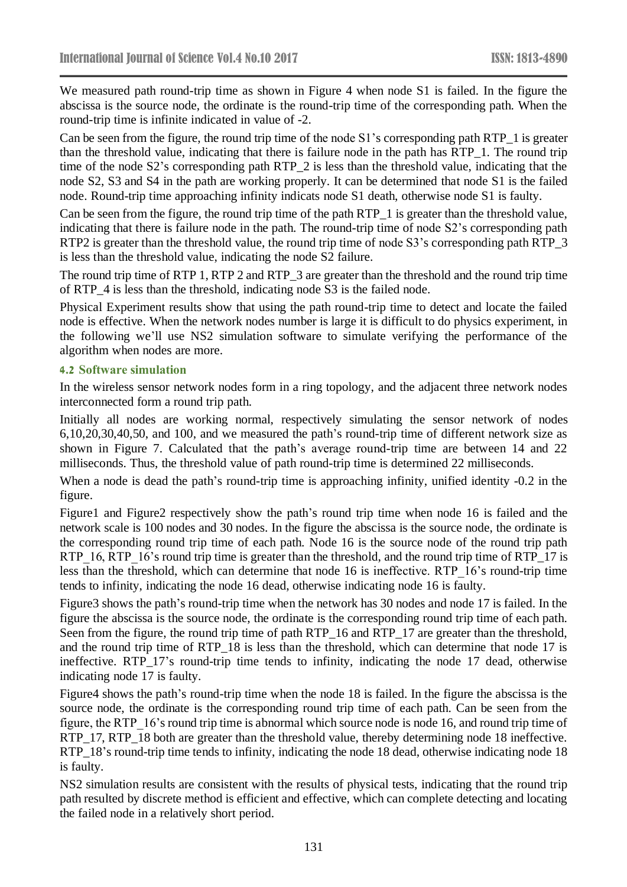We measured path round-trip time as shown in Figure 4 when node S1 is failed. In the figure the abscissa is the source node, the ordinate is the round-trip time of the corresponding path. When the round-trip time is infinite indicated in value of -2.

Can be seen from the figure, the round trip time of the node S1's corresponding path RTP_1 is greater than the threshold value, indicating that there is failure node in the path has RTP_1. The round trip time of the node S2's corresponding path RTP_2 is less than the threshold value, indicating that the node S2, S3 and S4 in the path are working properly. It can be determined that node S1 is the failed node. Round-trip time approaching infinity indicats node S1 death, otherwise node S1 is faulty.

Can be seen from the figure, the round trip time of the path RTP_1 is greater than the threshold value, indicating that there is failure node in the path. The round-trip time of node S2's corresponding path RTP2 is greater than the threshold value, the round trip time of node S3's corresponding path RTP_3 is less than the threshold value, indicating the node S2 failure.

The round trip time of RTP 1, RTP 2 and RTP_3 are greater than the threshold and the round trip time of RTP_4 is less than the threshold, indicating node S3 is the failed node.

Physical Experiment results show that using the path round-trip time to detect and locate the failed node is effective. When the network nodes number is large it is difficult to do physics experiment, in the following we'll use NS2 simulation software to simulate verifying the performance of the algorithm when nodes are more.

### 4.2 Software simulation

In the wireless sensor network nodes form in a ring topology, and the adjacent three network nodes interconnected form a round trip path.

Initially all nodes are working normal, respectively simulating the sensor network of nodes 6,10,20,30,40,50, and 100, and we measured the path's round-trip time of different network size as shown in Figure 7. Calculated that the path's average round-trip time are between 14 and 22 milliseconds. Thus, the threshold value of path round-trip time is determined 22 milliseconds.

When a node is dead the path's round-trip time is approaching infinity, unified identity -0.2 in the figure.

Figure1 and Figure2 respectively show the path's round trip time when node 16 is failed and the network scale is 100 nodes and 30 nodes. In the figure the abscissa is the source node, the ordinate is the corresponding round trip time of each path. Node 16 is the source node of the round trip path RTP_16, RTP_16's round trip time is greater than the threshold, and the round trip time of RTP_17 is less than the threshold, which can determine that node 16 is ineffective. RTP_16's round-trip time tends to infinity, indicating the node 16 dead, otherwise indicating node 16 is faulty.

Figure3 shows the path's round-trip time when the network has 30 nodes and node 17 is failed. In the figure the abscissa is the source node, the ordinate is the corresponding round trip time of each path. Seen from the figure, the round trip time of path RTP_16 and RTP_17 are greater than the threshold, and the round trip time of RTP_18 is less than the threshold, which can determine that node 17 is ineffective. RTP_17's round-trip time tends to infinity, indicating the node 17 dead, otherwise indicating node 17 is faulty.

Figure4 shows the path's round-trip time when the node 18 is failed. In the figure the abscissa is the source node, the ordinate is the corresponding round trip time of each path. Can be seen from the figure, the RTP_16's round trip time is abnormal which source node is node 16, and round trip time of RTP_17, RTP_18 both are greater than the threshold value, thereby determining node 18 ineffective. RTP_18's round-trip time tends to infinity, indicating the node 18 dead, otherwise indicating node 18 is faulty.

NS2 simulation results are consistent with the results of physical tests, indicating that the round trip path resulted by discrete method is efficient and effective, which can complete detecting and locating the failed node in a relatively short period.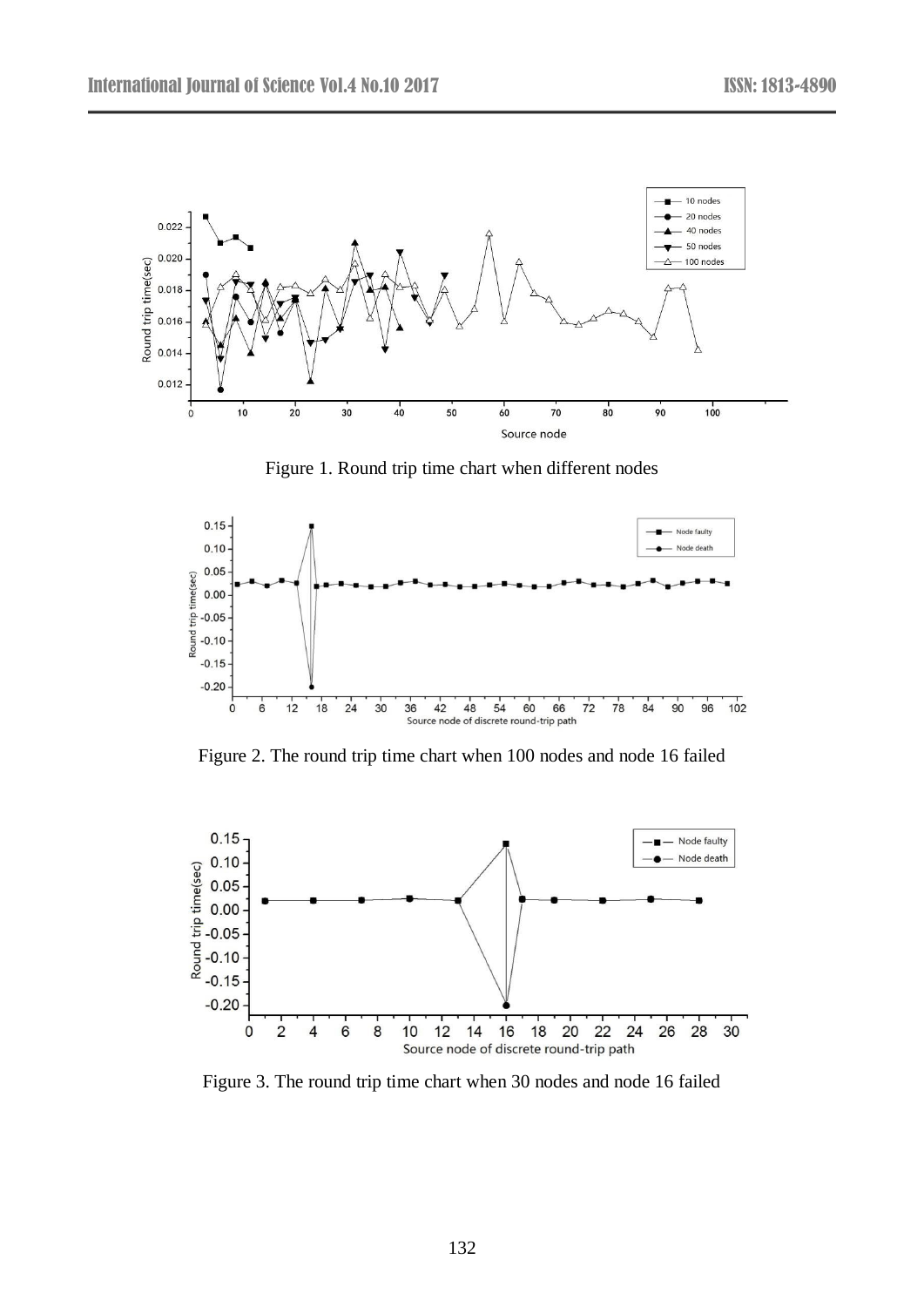Figure 1. Round trip time chart when different nodes

Figure 2. The round trip time chart when 100 nodes and node 16 failed

Figure 3. The round trip time chart when 30 nodes and node 16 failed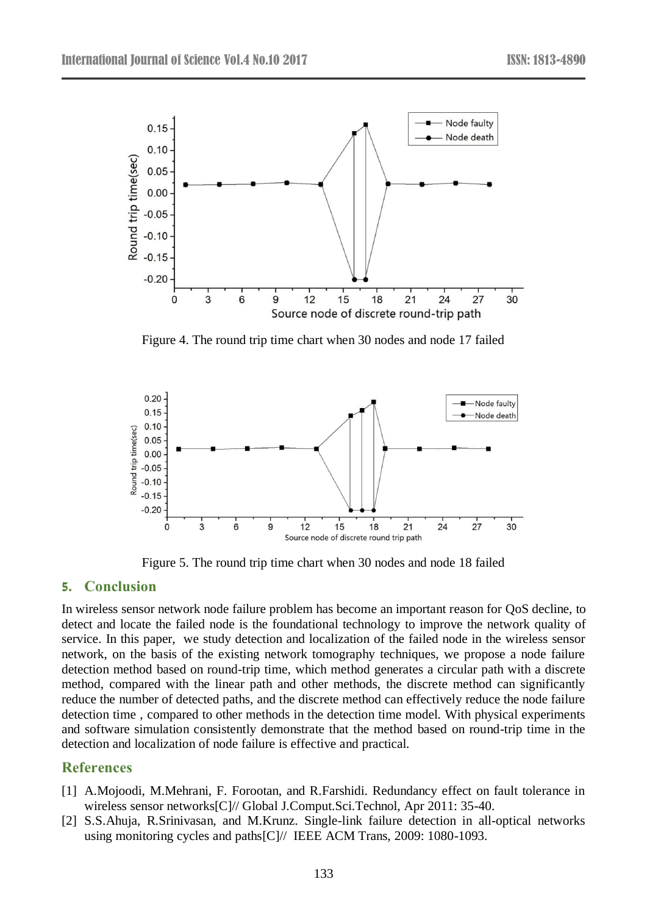Figure 4. The round trip time chart when 30 nodes and node 17 failed

Figure 5. The round trip time chart when 30 nodes and node 18 failed

## 5. Conclusion

In wireless sensor network node failure problem has become an important reason for QoS decline, to detect and locate the failed node is the foundational technology to improve the network quality of service. In this paper, we study detection and localization of the failed node in the wireless sensor network, on the basis of the existing network tomography techniques, we propose a node failure detection method based on round-trip time, which method generates a circular path with a discrete method, compared with the linear path and other methods, the discrete method can significantly reduce the number of detected paths, and the discrete method can effectively reduce the node failure detection time , compared to other methods in the detection time model. With physical experiments and software simulation consistently demonstrate that the method based on round-trip time in the detection and localization of node failure is effective and practical.

## References

[1] A.Mojoodi, M.Mehrani, F. Forootan, and R.Farshidi. Redundancy effect on fault tolerance in wireless sensor networks[C]// Global J.Comput.Sci.Technol, Apr 2011: 35-40.

[2] S.S.Ahuja, R.Srinivasan, and M.Krunz. Single-link failure detection in all-optical networks using monitoring cycles and paths[C]// IEEE ACM Trans, 2009: 1080-1093.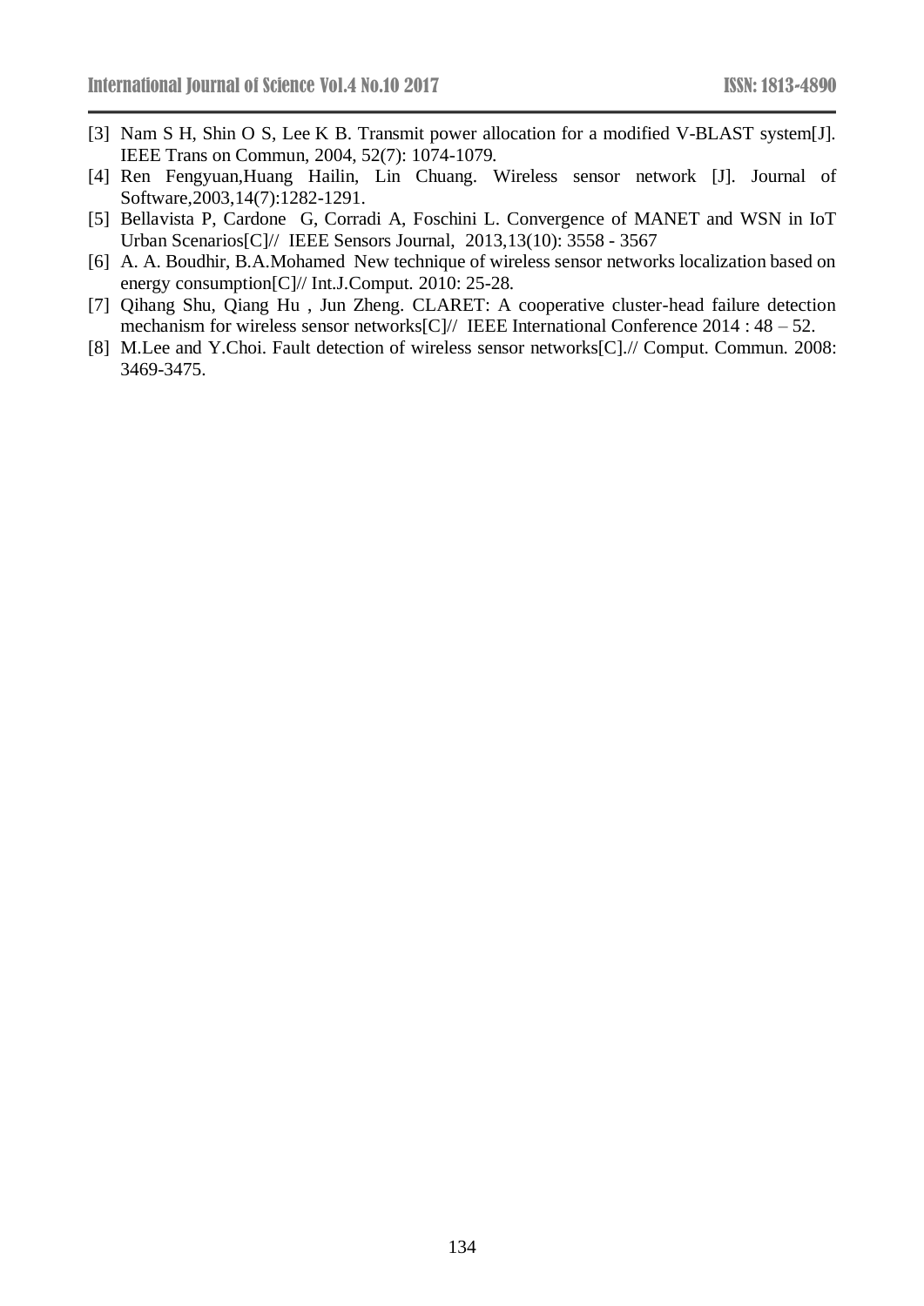[3] Nam S H, Shin O S, Lee K B. Transmit power allocation for a modified V-BLAST system[J]. IEEE Trans on Commun, 2004, 52(7): 1074-1079.

[4] Ren Fengyuan,Huang Hailin, Lin Chuang. Wireless sensor network [J]. Journal of Software,2003,14(7):1282-1291.

[5] Bellavista P, Cardone G, Corradi A, Foschini L. Convergence of MANET and WSN in IoT Urban Scenarios[C]// IEEE Sensors Journal, 2013,13(10): 3558 - 3567

[6] A. A. Boudhir, B.A.Mohamed New technique of wireless sensor networks localization based on energy consumption[C]// Int.J.Comput. 2010: 25-28.

[7] Qihang Shu, Qiang Hu , Jun Zheng. CLARET: A cooperative cluster-head failure detection mechanism for wireless sensor networks[C]// IEEE International Conference 2014 : 48 – 52.

[8] M.Lee and Y.Choi. Fault detection of wireless sensor networks[C].// Comput. Commun. 2008: 3469-3475.